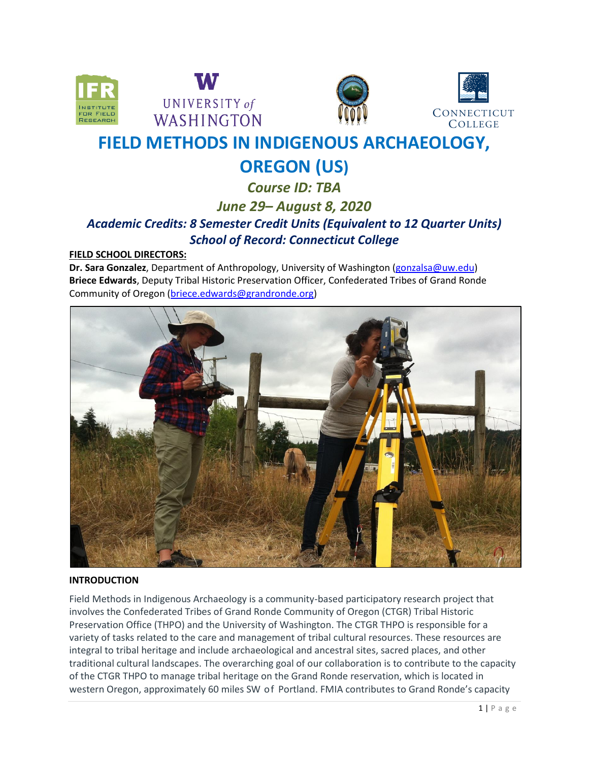# FIELD METHODS IN INDIGENOUS ARCHAEOLOGY, OREGON (US)

## *Course ID: TBA*

## *June 29– August 8, 2020*

### *Academic Credits: 8 Semester Credit Units (Equivalent to 12 Quarter Units)*

### *School of Record: Connecticut College*

**FIELD SCHOOL DIRECTORS:**

**Dr. Sara Gonzalez**, Department of Anthropology, University of Washington (gonzalsa@uw.edu)
**Briece Edwards**, Deputy Tribal Historic Preservation Officer, Confederated Tribes of Grand Ronde Community of Oregon (briece.edwards@grandronde.org)

**INTRODUCTION**

Field Methods in Indigenous Archaeology is a community-based participatory research project that involves the Confederated Tribes of Grand Ronde Community of Oregon (CTGR) Tribal Historic Preservation Office (THPO) and the University of Washington. The CTGR THPO is responsible for a variety of tasks related to the care and management of tribal cultural resources. These resources are integral to tribal heritage and include archaeological and ancestral sites, sacred places, and other traditional cultural landscapes. The overarching goal of our collaboration is to contribute to the capacity of the CTGR THPO to manage tribal heritage on the Grand Ronde reservation, which is located in western Oregon, approximately 60 miles SW of Portland. FMIA contributes to Grand Ronde's capacity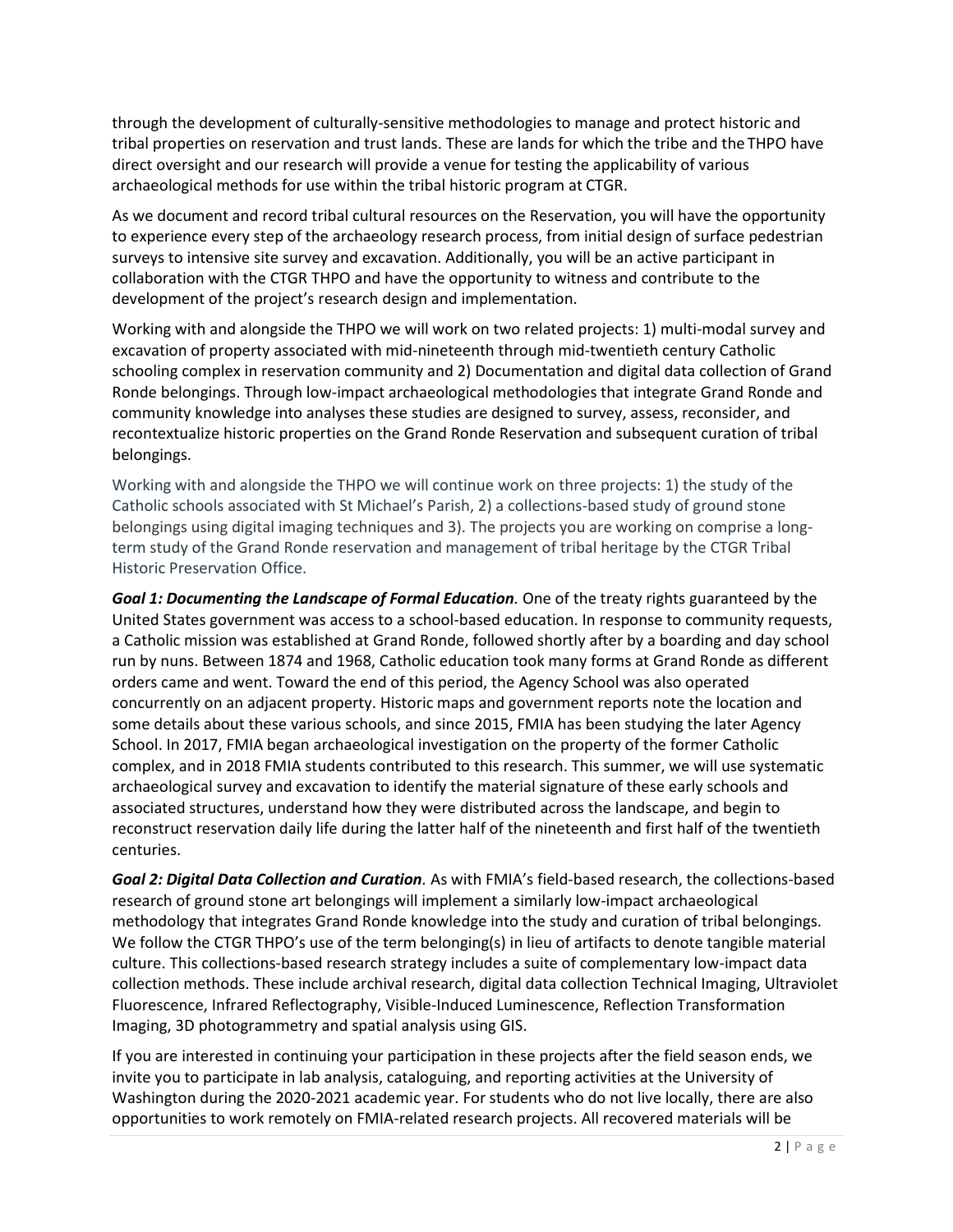through the development of culturally-sensitive methodologies to manage and protect historic and tribal properties on reservation and trust lands. These are lands for which the tribe and the THPO have direct oversight and our research will provide a venue for testing the applicability of various archaeological methods for use within the tribal historic program at CTGR.

As we document and record tribal cultural resources on the Reservation, you will have the opportunity to experience every step of the archaeology research process, from initial design of surface pedestrian surveys to intensive site survey and excavation. Additionally, you will be an active participant in collaboration with the CTGR THPO and have the opportunity to witness and contribute to the development of the project's research design and implementation.

Working with and alongside the THPO we will work on two related projects: 1) multi-modal survey and excavation of property associated with mid-nineteenth through mid-twentieth century Catholic schooling complex in reservation community and 2) Documentation and digital data collection of Grand Ronde belongings. Through low-impact archaeological methodologies that integrate Grand Ronde and community knowledge into analyses these studies are designed to survey, assess, reconsider, and recontextualize historic properties on the Grand Ronde Reservation and subsequent curation of tribal belongings.

Working with and alongside the THPO we will continue work on three projects: 1) the study of the Catholic schools associated with St Michael's Parish, 2) a collections-based study of ground stone belongings using digital imaging techniques and 3). The projects you are working on comprise a long-term study of the Grand Ronde reservation and management of tribal heritage by the CTGR Tribal Historic Preservation Office.

***Goal 1: Documenting the Landscape of Formal Education**.* One of the treaty rights guaranteed by the United States government was access to a school-based education. In response to community requests, a Catholic mission was established at Grand Ronde, followed shortly after by a boarding and day school run by nuns. Between 1874 and 1968, Catholic education took many forms at Grand Ronde as different orders came and went. Toward the end of this period, the Agency School was also operated concurrently on an adjacent property. Historic maps and government reports note the location and some details about these various schools, and since 2015, FMIA has been studying the later Agency School. In 2017, FMIA began archaeological investigation on the property of the former Catholic complex, and in 2018 FMIA students contributed to this research. This summer, we will use systematic archaeological survey and excavation to identify the material signature of these early schools and associated structures, understand how they were distributed across the landscape, and begin to reconstruct reservation daily life during the latter half of the nineteenth and first half of the twentieth centuries.

***Goal 2: Digital Data Collection and Curation**.* As with FMIA's field-based research, the collections-based research of ground stone art belongings will implement a similarly low-impact archaeological methodology that integrates Grand Ronde knowledge into the study and curation of tribal belongings. We follow the CTGR THPO's use of the term belonging(s) in lieu of artifacts to denote tangible material culture. This collections-based research strategy includes a suite of complementary low-impact data collection methods. These include archival research, digital data collection Technical Imaging, Ultraviolet Fluorescence, Infrared Reflectography, Visible-Induced Luminescence, Reflection Transformation Imaging, 3D photogrammetry and spatial analysis using GIS.

If you are interested in continuing your participation in these projects after the field season ends, we invite you to participate in lab analysis, cataloguing, and reporting activities at the University of Washington during the 2020-2021 academic year. For students who do not live locally, there are also opportunities to work remotely on FMIA-related research projects. All recovered materials will be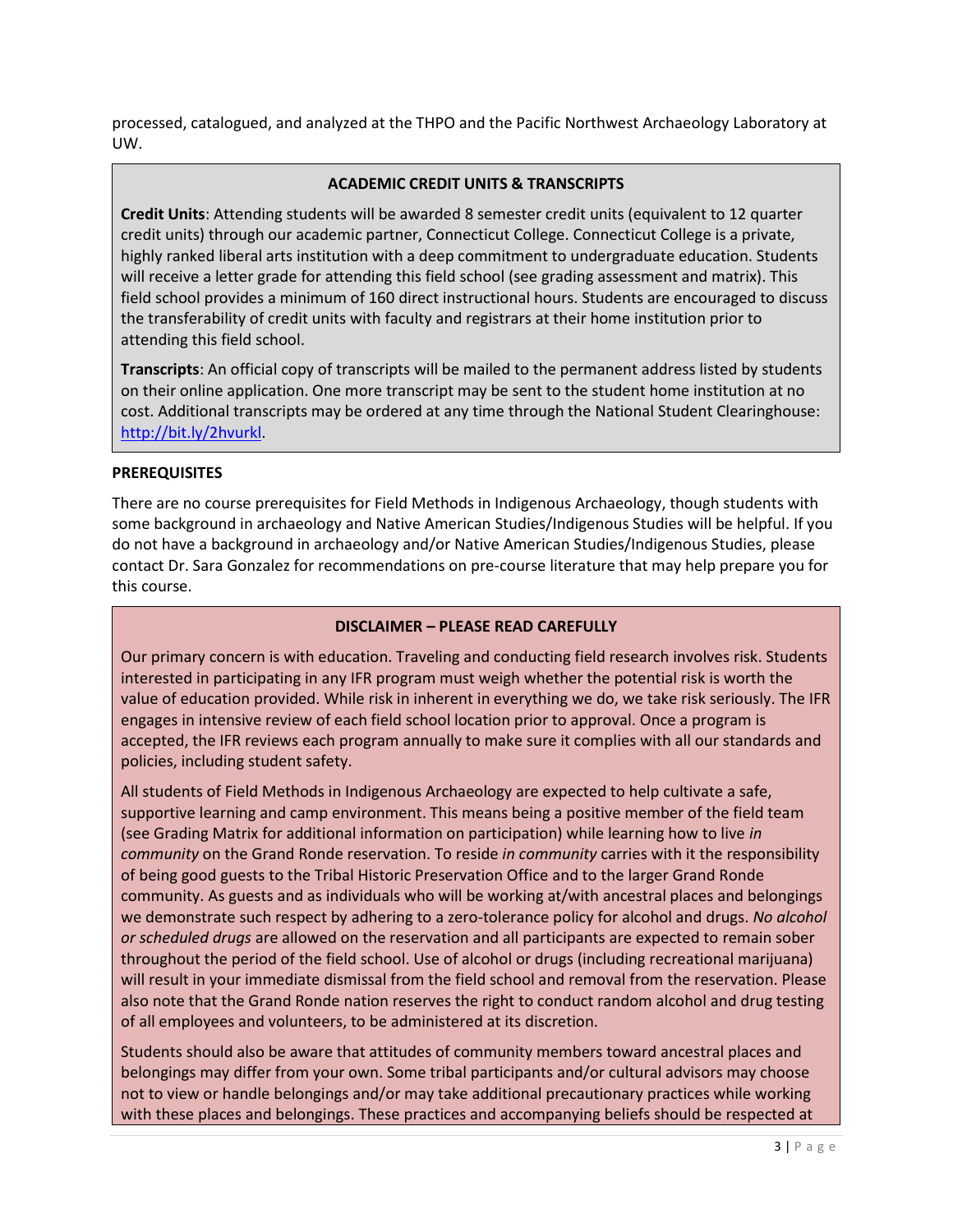processed, catalogued, and analyzed at the THPO and the Pacific Northwest Archaeology Laboratory at UW.

### ACADEMIC CREDIT UNITS & TRANSCRIPTS

**Credit Units**: Attending students will be awarded 8 semester credit units (equivalent to 12 quarter credit units) through our academic partner, Connecticut College. Connecticut College is a private, highly ranked liberal arts institution with a deep commitment to undergraduate education. Students will receive a letter grade for attending this field school (see grading assessment and matrix). This field school provides a minimum of 160 direct instructional hours. Students are encouraged to discuss the transferability of credit units with faculty and registrars at their home institution prior to attending this field school.

**Transcripts**: An official copy of transcripts will be mailed to the permanent address listed by students on their online application. One more transcript may be sent to the student home institution at no cost. Additional transcripts may be ordered at any time through the National Student Clearinghouse: http://bit.ly/2hvurkl.

### PREREQUISITES

There are no course prerequisites for Field Methods in Indigenous Archaeology, though students with some background in archaeology and Native American Studies/Indigenous Studies will be helpful. If you do not have a background in archaeology and/or Native American Studies/Indigenous Studies, please contact Dr. Sara Gonzalez for recommendations on pre-course literature that may help prepare you for this course.

### DISCLAIMER – PLEASE READ CAREFULLY

Our primary concern is with education. Traveling and conducting field research involves risk. Students interested in participating in any IFR program must weigh whether the potential risk is worth the value of education provided. While risk in inherent in everything we do, we take risk seriously. The IFR engages in intensive review of each field school location prior to approval. Once a program is accepted, the IFR reviews each program annually to make sure it complies with all our standards and policies, including student safety.

All students of Field Methods in Indigenous Archaeology are expected to help cultivate a safe, supportive learning and camp environment. This means being a positive member of the field team (see Grading Matrix for additional information on participation) while learning how to live *in community* on the Grand Ronde reservation. To reside *in community* carries with it the responsibility of being good guests to the Tribal Historic Preservation Office and to the larger Grand Ronde community. As guests and as individuals who will be working at/with ancestral places and belongings we demonstrate such respect by adhering to a zero-tolerance policy for alcohol and drugs. *No alcohol or scheduled drugs* are allowed on the reservation and all participants are expected to remain sober throughout the period of the field school. Use of alcohol or drugs (including recreational marijuana) will result in your immediate dismissal from the field school and removal from the reservation. Please also note that the Grand Ronde nation reserves the right to conduct random alcohol and drug testing of all employees and volunteers, to be administered at its discretion.

Students should also be aware that attitudes of community members toward ancestral places and belongings may differ from your own. Some tribal participants and/or cultural advisors may choose not to view or handle belongings and/or may take additional precautionary practices while working with these places and belongings. These practices and accompanying beliefs should be respected at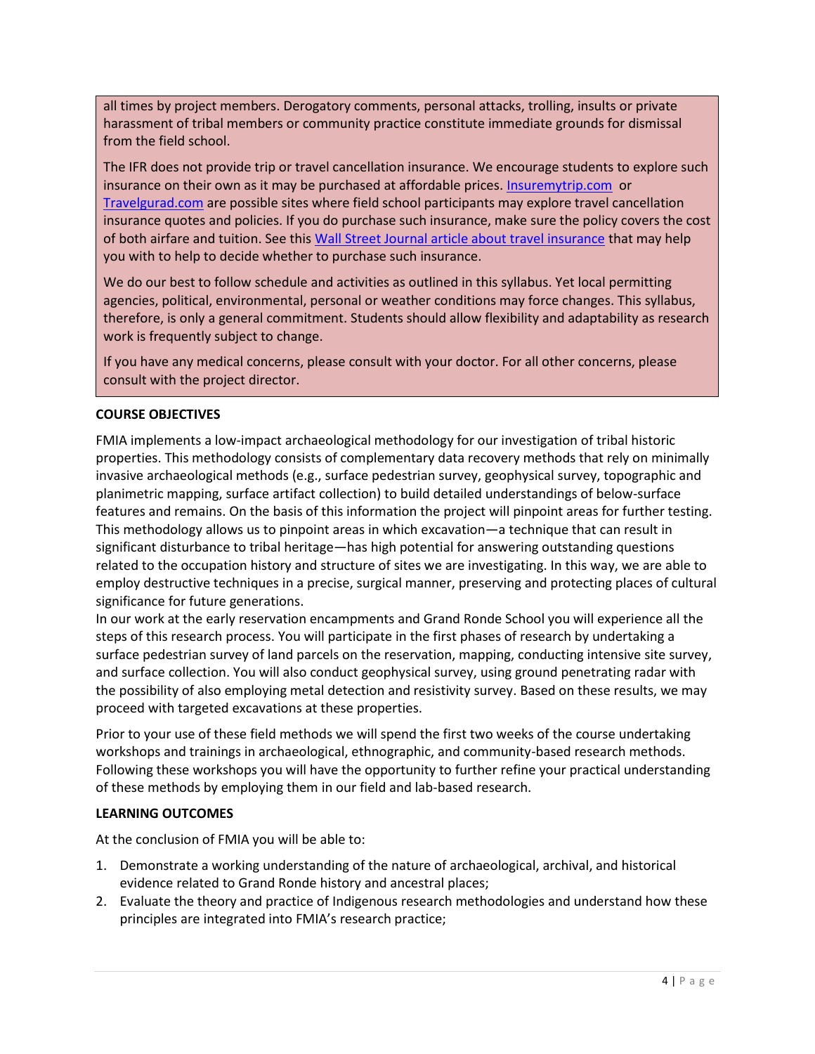all times by project members. Derogatory comments, personal attacks, trolling, insults or private harassment of tribal members or community practice constitute immediate grounds for dismissal from the field school.

The IFR does not provide trip or travel cancellation insurance. We encourage students to explore such insurance on their own as it may be purchased at affordable prices. Insuremytrip.com or Travelgurad.com are possible sites where field school participants may explore travel cancellation insurance quotes and policies. If you do purchase such insurance, make sure the policy covers the cost of both airfare and tuition. See this Wall Street Journal article about travel insurance that may help you with to help to decide whether to purchase such insurance.

We do our best to follow schedule and activities as outlined in this syllabus. Yet local permitting agencies, political, environmental, personal or weather conditions may force changes. This syllabus, therefore, is only a general commitment. Students should allow flexibility and adaptability as research work is frequently subject to change.

If you have any medical concerns, please consult with your doctor. For all other concerns, please consult with the project director.

**COURSE OBJECTIVES**

FMIA implements a low-impact archaeological methodology for our investigation of tribal historic properties. This methodology consists of complementary data recovery methods that rely on minimally invasive archaeological methods (e.g., surface pedestrian survey, geophysical survey, topographic and planimetric mapping, surface artifact collection) to build detailed understandings of below-surface features and remains. On the basis of this information the project will pinpoint areas for further testing. This methodology allows us to pinpoint areas in which excavation—a technique that can result in significant disturbance to tribal heritage—has high potential for answering outstanding questions related to the occupation history and structure of sites we are investigating. In this way, we are able to employ destructive techniques in a precise, surgical manner, preserving and protecting places of cultural significance for future generations.
In our work at the early reservation encampments and Grand Ronde School you will experience all the steps of this research process. You will participate in the first phases of research by undertaking a surface pedestrian survey of land parcels on the reservation, mapping, conducting intensive site survey, and surface collection. You will also conduct geophysical survey, using ground penetrating radar with the possibility of also employing metal detection and resistivity survey. Based on these results, we may proceed with targeted excavations at these properties.

Prior to your use of these field methods we will spend the first two weeks of the course undertaking workshops and trainings in archaeological, ethnographic, and community-based research methods. Following these workshops you will have the opportunity to further refine your practical understanding of these methods by employing them in our field and lab-based research.

**LEARNING OUTCOMES**

At the conclusion of FMIA you will be able to:

1. Demonstrate a working understanding of the nature of archaeological, archival, and historical evidence related to Grand Ronde history and ancestral places;
2. Evaluate the theory and practice of Indigenous research methodologies and understand how these principles are integrated into FMIA's research practice;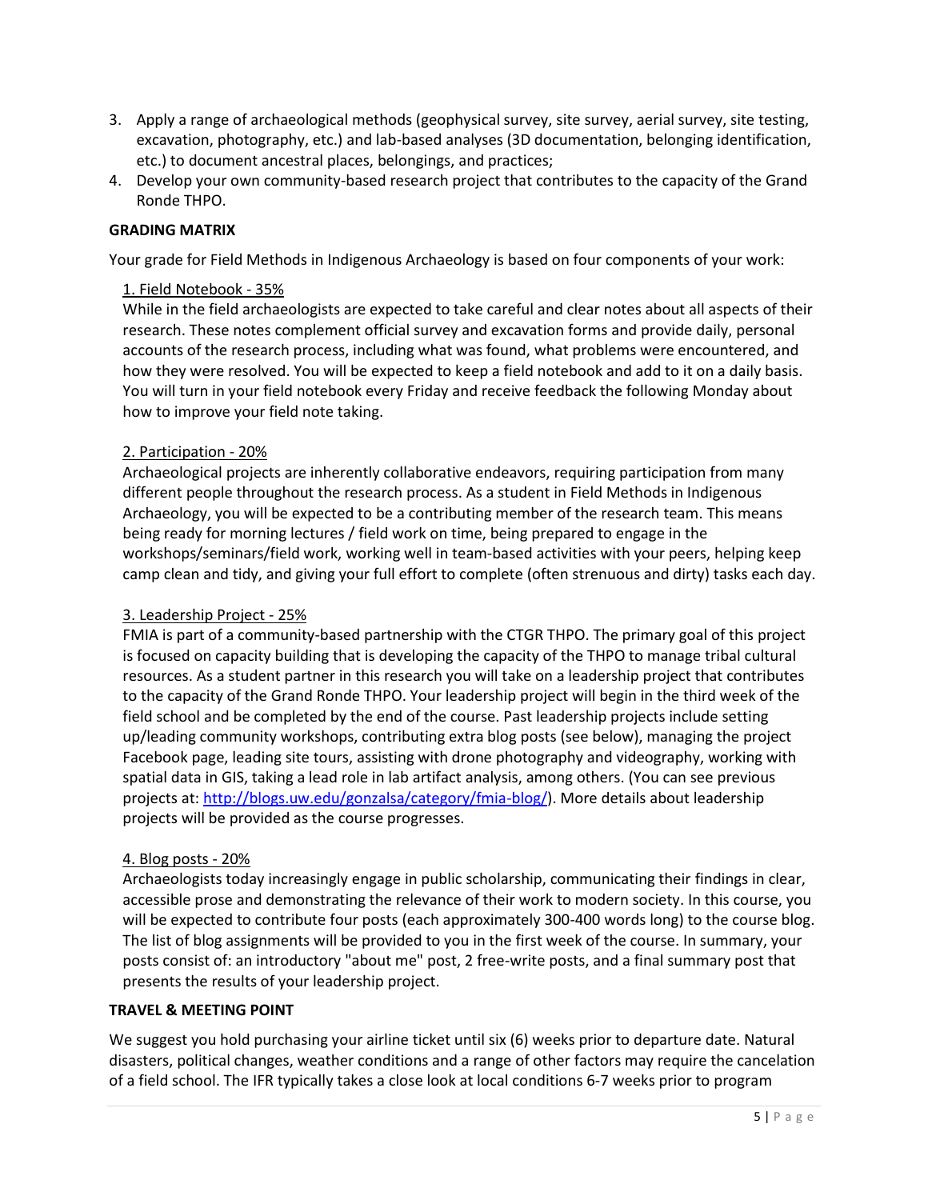3. Apply a range of archaeological methods (geophysical survey, site survey, aerial survey, site testing, excavation, photography, etc.) and lab-based analyses (3D documentation, belonging identification, etc.) to document ancestral places, belongings, and practices;
4. Develop your own community-based research project that contributes to the capacity of the Grand Ronde THPO.

**GRADING MATRIX**

Your grade for Field Methods in Indigenous Archaeology is based on four components of your work:

1. Field Notebook - 35%

While in the field archaeologists are expected to take careful and clear notes about all aspects of their research. These notes complement official survey and excavation forms and provide daily, personal accounts of the research process, including what was found, what problems were encountered, and how they were resolved. You will be expected to keep a field notebook and add to it on a daily basis. You will turn in your field notebook every Friday and receive feedback the following Monday about how to improve your field note taking.

2. Participation - 20%

Archaeological projects are inherently collaborative endeavors, requiring participation from many different people throughout the research process. As a student in Field Methods in Indigenous Archaeology, you will be expected to be a contributing member of the research team. This means being ready for morning lectures / field work on time, being prepared to engage in the workshops/seminars/field work, working well in team-based activities with your peers, helping keep camp clean and tidy, and giving your full effort to complete (often strenuous and dirty) tasks each day.

3. Leadership Project - 25%

FMIA is part of a community-based partnership with the CTGR THPO. The primary goal of this project is focused on capacity building that is developing the capacity of the THPO to manage tribal cultural resources. As a student partner in this research you will take on a leadership project that contributes to the capacity of the Grand Ronde THPO. Your leadership project will begin in the third week of the field school and be completed by the end of the course. Past leadership projects include setting up/leading community workshops, contributing extra blog posts (see below), managing the project Facebook page, leading site tours, assisting with drone photography and videography, working with spatial data in GIS, taking a lead role in lab artifact analysis, among others. (You can see previous projects at: [http://blogs.uw.edu/gonzalsa/category/fmia-blog/](http://blogs.uw.edu/gonzalsa/category/fmia-blog/)). More details about leadership projects will be provided as the course progresses.

4. Blog posts - 20%

Archaeologists today increasingly engage in public scholarship, communicating their findings in clear, accessible prose and demonstrating the relevance of their work to modern society. In this course, you will be expected to contribute four posts (each approximately 300-400 words long) to the course blog. The list of blog assignments will be provided to you in the first week of the course. In summary, your posts consist of: an introductory "about me" post, 2 free-write posts, and a final summary post that presents the results of your leadership project.

**TRAVEL & MEETING POINT**

We suggest you hold purchasing your airline ticket until six (6) weeks prior to departure date. Natural disasters, political changes, weather conditions and a range of other factors may require the cancelation of a field school. The IFR typically takes a close look at local conditions 6-7 weeks prior to program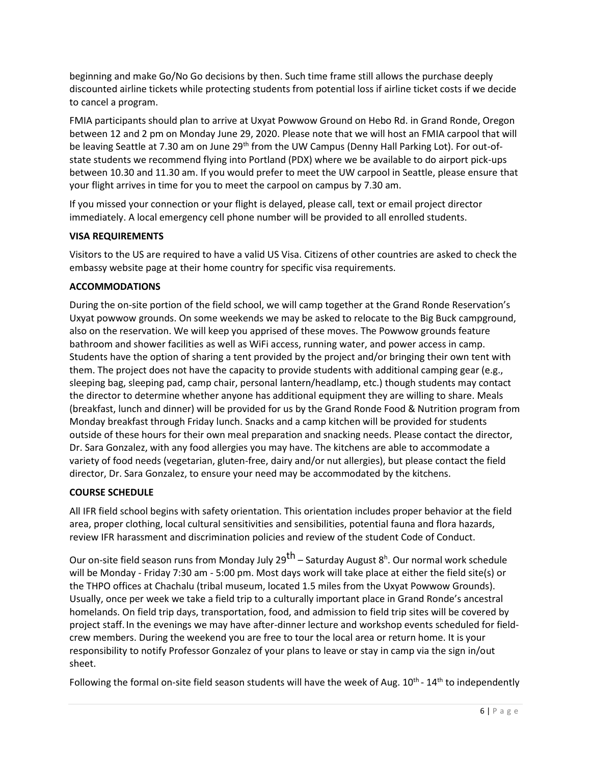beginning and make Go/No Go decisions by then. Such time frame still allows the purchase deeply discounted airline tickets while protecting students from potential loss if airline ticket costs if we decide to cancel a program.

FMIA participants should plan to arrive at Uxyat Powwow Ground on Hebo Rd. in Grand Ronde, Oregon between 12 and 2 pm on Monday June 29, 2020. Please note that we will host an FMIA carpool that will be leaving Seattle at 7.30 am on June 29th from the UW Campus (Denny Hall Parking Lot). For out-of-state students we recommend flying into Portland (PDX) where we be available to do airport pick-ups between 10.30 and 11.30 am. If you would prefer to meet the UW carpool in Seattle, please ensure that your flight arrives in time for you to meet the carpool on campus by 7.30 am.

If you missed your connection or your flight is delayed, please call, text or email project director immediately. A local emergency cell phone number will be provided to all enrolled students.

**VISA REQUIREMENTS**

Visitors to the US are required to have a valid US Visa. Citizens of other countries are asked to check the embassy website page at their home country for specific visa requirements.

**ACCOMMODATIONS**

During the on-site portion of the field school, we will camp together at the Grand Ronde Reservation's Uxyat powwow grounds. On some weekends we may be asked to relocate to the Big Buck campground, also on the reservation. We will keep you apprised of these moves. The Powwow grounds feature bathroom and shower facilities as well as WiFi access, running water, and power access in camp. Students have the option of sharing a tent provided by the project and/or bringing their own tent with them. The project does not have the capacity to provide students with additional camping gear (e.g., sleeping bag, sleeping pad, camp chair, personal lantern/headlamp, etc.) though students may contact the director to determine whether anyone has additional equipment they are willing to share. Meals (breakfast, lunch and dinner) will be provided for us by the Grand Ronde Food & Nutrition program from Monday breakfast through Friday lunch. Snacks and a camp kitchen will be provided for students outside of these hours for their own meal preparation and snacking needs. Please contact the director, Dr. Sara Gonzalez, with any food allergies you may have. The kitchens are able to accommodate a variety of food needs (vegetarian, gluten-free, dairy and/or nut allergies), but please contact the field director, Dr. Sara Gonzalez, to ensure your need may be accommodated by the kitchens.

**COURSE SCHEDULE**

All IFR field school begins with safety orientation. This orientation includes proper behavior at the field area, proper clothing, local cultural sensitivities and sensibilities, potential fauna and flora hazards, review IFR harassment and discrimination policies and review of the student Code of Conduct.

Our on-site field season runs from Monday July 29th – Saturday August 8h. Our normal work schedule will be Monday - Friday 7:30 am - 5:00 pm. Most days work will take place at either the field site(s) or the THPO offices at Chachalu (tribal museum, located 1.5 miles from the Uxyat Powwow Grounds). Usually, once per week we take a field trip to a culturally important place in Grand Ronde's ancestral homelands. On field trip days, transportation, food, and admission to field trip sites will be covered by project staff. In the evenings we may have after-dinner lecture and workshop events scheduled for field-crew members. During the weekend you are free to tour the local area or return home. It is your responsibility to notify Professor Gonzalez of your plans to leave or stay in camp via the sign in/out sheet.

Following the formal on-site field season students will have the week of Aug. 10th - 14th to independently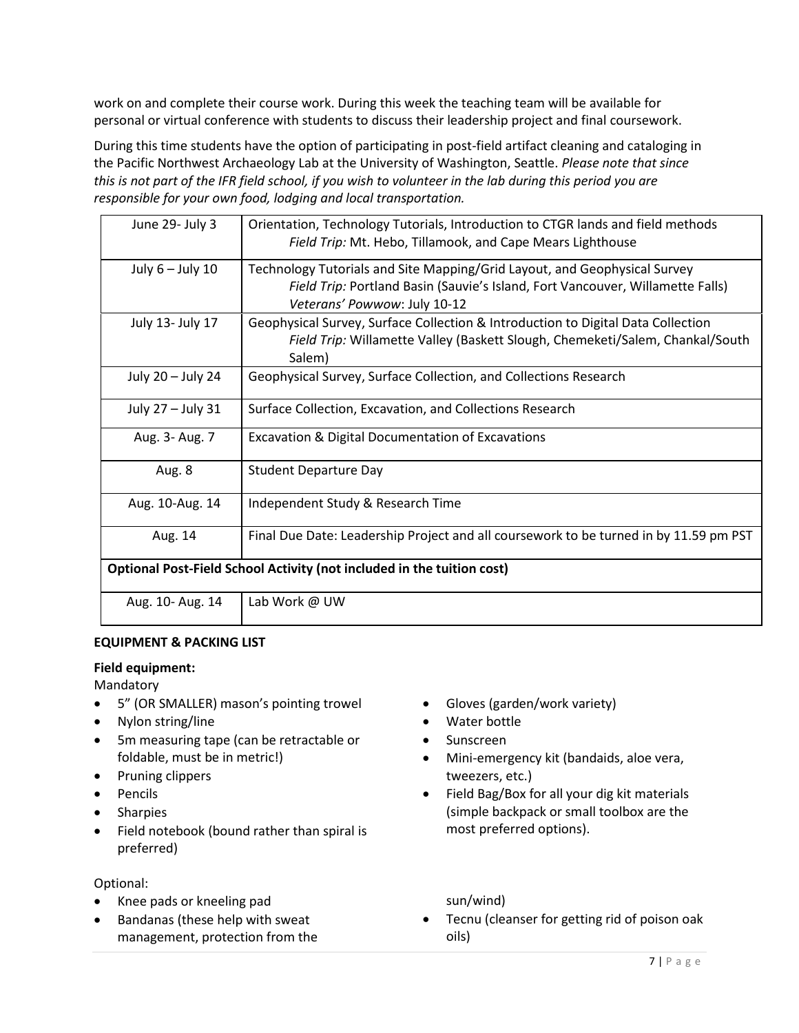work on and complete their course work. During this week the teaching team will be available for personal or virtual conference with students to discuss their leadership project and final coursework.

During this time students have the option of participating in post-field artifact cleaning and cataloging in the Pacific Northwest Archaeology Lab at the University of Washington, Seattle. *Please note that since this is not part of the IFR field school, if you wish to volunteer in the lab during this period you are responsible for your own food, lodging and local transportation.*

| | |
|---|---|
| June 29- July 3 | Orientation, Technology Tutorials, Introduction to CTGR lands and field methods<br>*Field Trip:* Mt. Hebo, Tillamook, and Cape Mears Lighthouse |
| July 6 – July 10 | Technology Tutorials and Site Mapping/Grid Layout, and Geophysical Survey<br>*Field Trip:* Portland Basin (Sauvie's Island, Fort Vancouver, Willamette Falls)<br>*Veterans' Powwow*: July 10-12 |
| July 13- July 17 | Geophysical Survey, Surface Collection & Introduction to Digital Data Collection<br>*Field Trip:* Willamette Valley (Baskett Slough, Chemeketi/Salem, Chankal/South Salem) |
| July 20 – July 24 | Geophysical Survey, Surface Collection, and Collections Research |
| July 27 – July 31 | Surface Collection, Excavation, and Collections Research |
| Aug. 3- Aug. 7 | Excavation & Digital Documentation of Excavations |
| Aug. 8 | Student Departure Day |
| Aug. 10-Aug. 14 | Independent Study & Research Time |
| Aug. 14 | Final Due Date: Leadership Project and all coursework to be turned in by 11.59 pm PST |
| **Optional Post-Field School Activity (not included in the tuition cost)** | |
| Aug. 10- Aug. 14 | Lab Work @ UW |

**EQUIPMENT & PACKING LIST**

**Field equipment:**

Mandatory

- 5" (OR SMALLER) mason's pointing trowel
- Nylon string/line
- 5m measuring tape (can be retractable or foldable, must be in metric!)
- Pruning clippers
- Pencils
- Sharpies
- Field notebook (bound rather than spiral is preferred)
- Gloves (garden/work variety)
- Water bottle
- Sunscreen
- Mini-emergency kit (bandaids, aloe vera, tweezers, etc.)
- Field Bag/Box for all your dig kit materials (simple backpack or small toolbox are the most preferred options).

Optional:

- Knee pads or kneeling pad
- Bandanas (these help with sweat management, protection from the sun/wind)
- Tecnu (cleanser for getting rid of poison oak oils)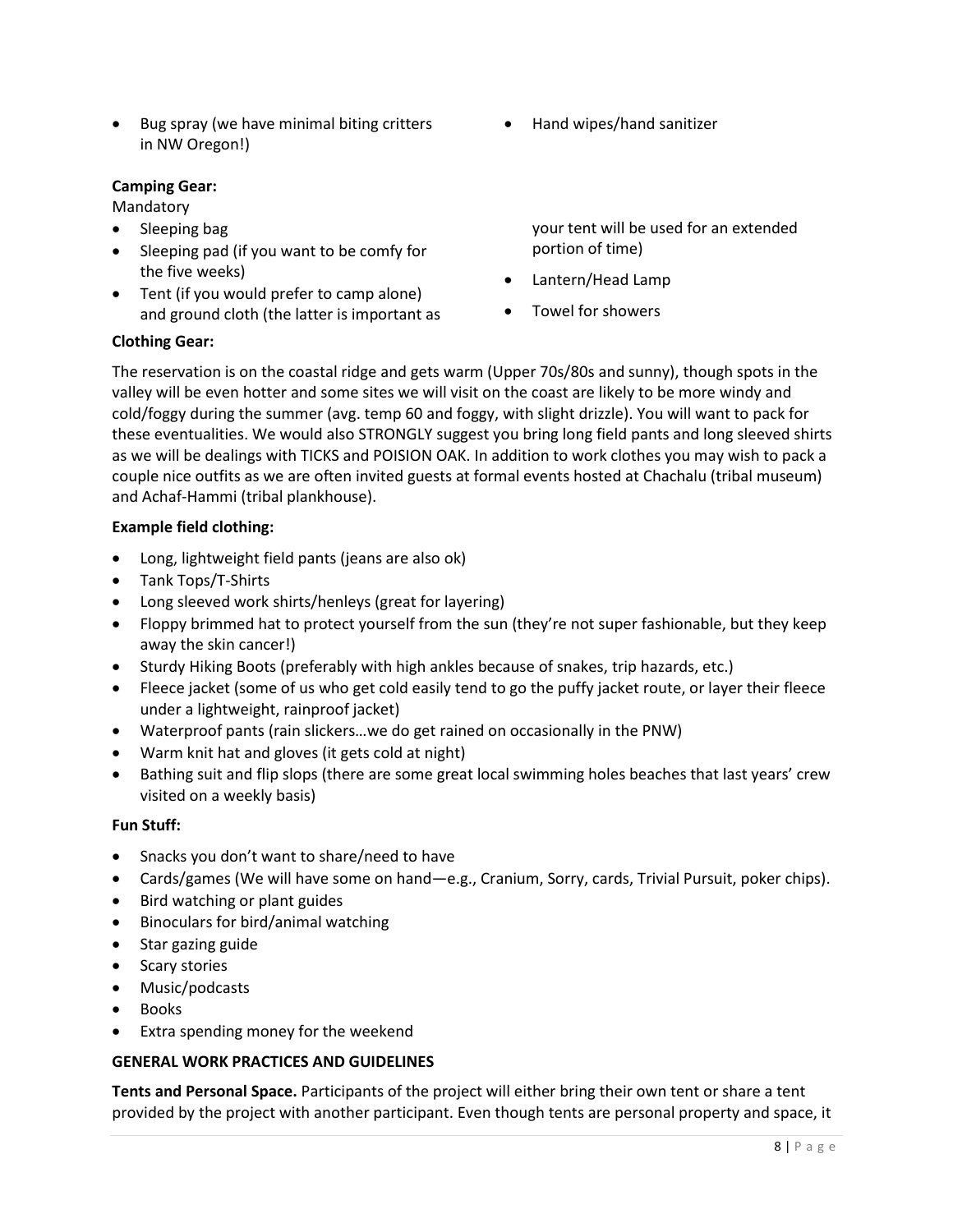- Bug spray (we have minimal biting critters in NW Oregon!)
- Hand wipes/hand sanitizer

**Camping Gear:**

Mandatory

- Sleeping bag
- Sleeping pad (if you want to be comfy for the five weeks)
- Tent (if you would prefer to camp alone) and ground cloth (the latter is important as your tent will be used for an extended portion of time)
- Lantern/Head Lamp
- Towel for showers

**Clothing Gear:**

The reservation is on the coastal ridge and gets warm (Upper 70s/80s and sunny), though spots in the valley will be even hotter and some sites we will visit on the coast are likely to be more windy and cold/foggy during the summer (avg. temp 60 and foggy, with slight drizzle). You will want to pack for these eventualities. We would also STRONGLY suggest you bring long field pants and long sleeved shirts as we will be dealings with TICKS and POISION OAK. In addition to work clothes you may wish to pack a couple nice outfits as we are often invited guests at formal events hosted at Chachalu (tribal museum) and Achaf-Hammi (tribal plankhouse).

**Example field clothing:**

- Long, lightweight field pants (jeans are also ok)
- Tank Tops/T-Shirts
- Long sleeved work shirts/henleys (great for layering)
- Floppy brimmed hat to protect yourself from the sun (they're not super fashionable, but they keep away the skin cancer!)
- Sturdy Hiking Boots (preferably with high ankles because of snakes, trip hazards, etc.)
- Fleece jacket (some of us who get cold easily tend to go the puffy jacket route, or layer their fleece under a lightweight, rainproof jacket)
- Waterproof pants (rain slickers…we do get rained on occasionally in the PNW)
- Warm knit hat and gloves (it gets cold at night)
- Bathing suit and flip slops (there are some great local swimming holes beaches that last years' crew visited on a weekly basis)

**Fun Stuff:**

- Snacks you don't want to share/need to have
- Cards/games (We will have some on hand—e.g., Cranium, Sorry, cards, Trivial Pursuit, poker chips).
- Bird watching or plant guides
- Binoculars for bird/animal watching
- Star gazing guide
- Scary stories
- Music/podcasts
- Books
- Extra spending money for the weekend

**GENERAL WORK PRACTICES AND GUIDELINES**

**Tents and Personal Space.** Participants of the project will either bring their own tent or share a tent provided by the project with another participant. Even though tents are personal property and space, it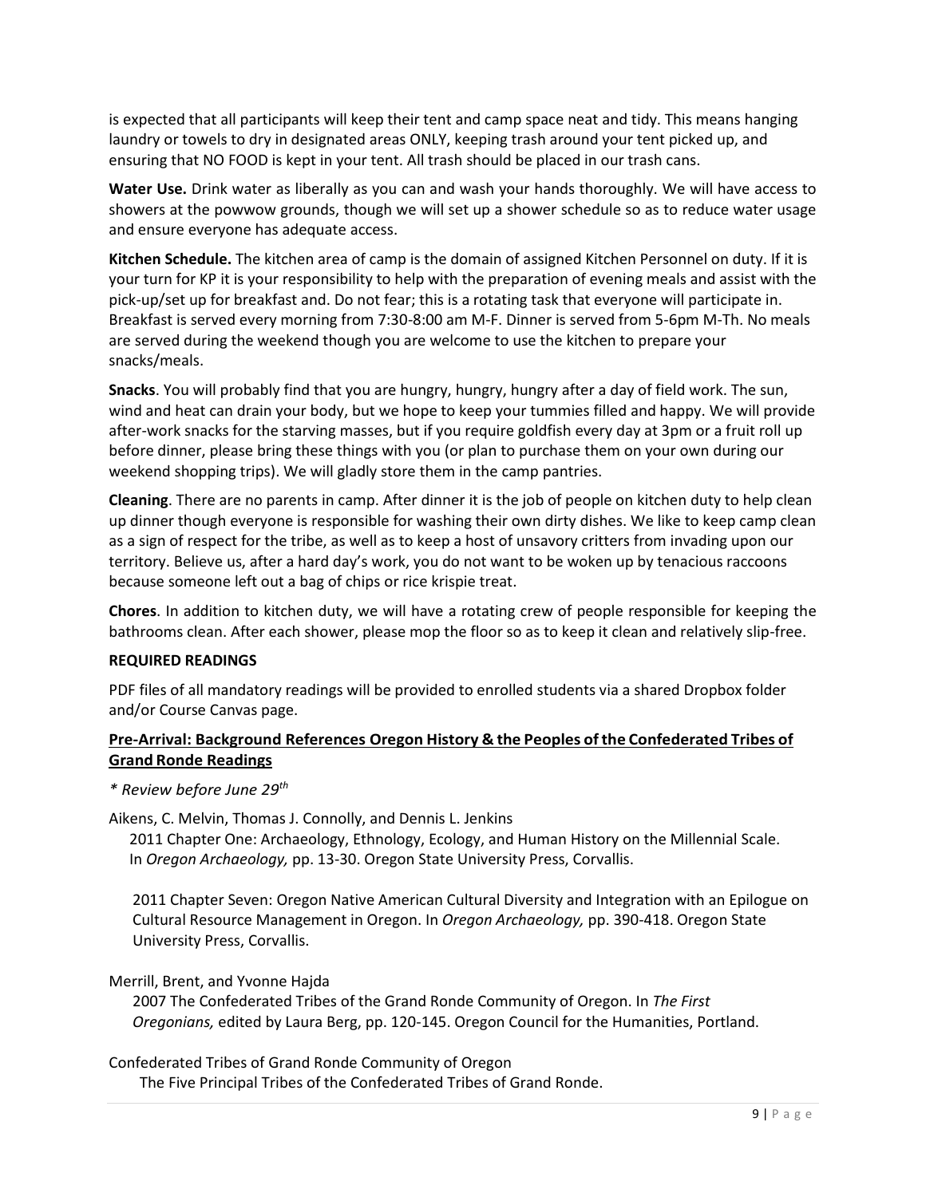is expected that all participants will keep their tent and camp space neat and tidy. This means hanging laundry or towels to dry in designated areas ONLY, keeping trash around your tent picked up, and ensuring that NO FOOD is kept in your tent. All trash should be placed in our trash cans.

**Water Use.** Drink water as liberally as you can and wash your hands thoroughly. We will have access to showers at the powwow grounds, though we will set up a shower schedule so as to reduce water usage and ensure everyone has adequate access.

**Kitchen Schedule.** The kitchen area of camp is the domain of assigned Kitchen Personnel on duty. If it is your turn for KP it is your responsibility to help with the preparation of evening meals and assist with the pick-up/set up for breakfast and. Do not fear; this is a rotating task that everyone will participate in. Breakfast is served every morning from 7:30-8:00 am M-F. Dinner is served from 5-6pm M-Th. No meals are served during the weekend though you are welcome to use the kitchen to prepare your snacks/meals.

**Snacks**. You will probably find that you are hungry, hungry, hungry after a day of field work. The sun, wind and heat can drain your body, but we hope to keep your tummies filled and happy. We will provide after-work snacks for the starving masses, but if you require goldfish every day at 3pm or a fruit roll up before dinner, please bring these things with you (or plan to purchase them on your own during our weekend shopping trips). We will gladly store them in the camp pantries.

**Cleaning**. There are no parents in camp. After dinner it is the job of people on kitchen duty to help clean up dinner though everyone is responsible for washing their own dirty dishes. We like to keep camp clean as a sign of respect for the tribe, as well as to keep a host of unsavory critters from invading upon our territory. Believe us, after a hard day's work, you do not want to be woken up by tenacious raccoons because someone left out a bag of chips or rice krispie treat.

**Chores**. In addition to kitchen duty, we will have a rotating crew of people responsible for keeping the bathrooms clean. After each shower, please mop the floor so as to keep it clean and relatively slip-free.

## REQUIRED READINGS

PDF files of all mandatory readings will be provided to enrolled students via a shared Dropbox folder and/or Course Canvas page.

### Pre-Arrival: Background References Oregon History & the Peoples of the Confederated Tribes of Grand Ronde Readings

*\* Review before June 29th*

Aikens, C. Melvin, Thomas J. Connolly, and Dennis L. Jenkins

2011 Chapter One: Archaeology, Ethnology, Ecology, and Human History on the Millennial Scale. In *Oregon Archaeology,* pp. 13-30. Oregon State University Press, Corvallis.

2011 Chapter Seven: Oregon Native American Cultural Diversity and Integration with an Epilogue on Cultural Resource Management in Oregon. In *Oregon Archaeology,* pp. 390-418. Oregon State University Press, Corvallis.

Merrill, Brent, and Yvonne Hajda

2007 The Confederated Tribes of the Grand Ronde Community of Oregon. In *The First Oregonians,* edited by Laura Berg, pp. 120-145. Oregon Council for the Humanities, Portland.

Confederated Tribes of Grand Ronde Community of Oregon

The Five Principal Tribes of the Confederated Tribes of Grand Ronde.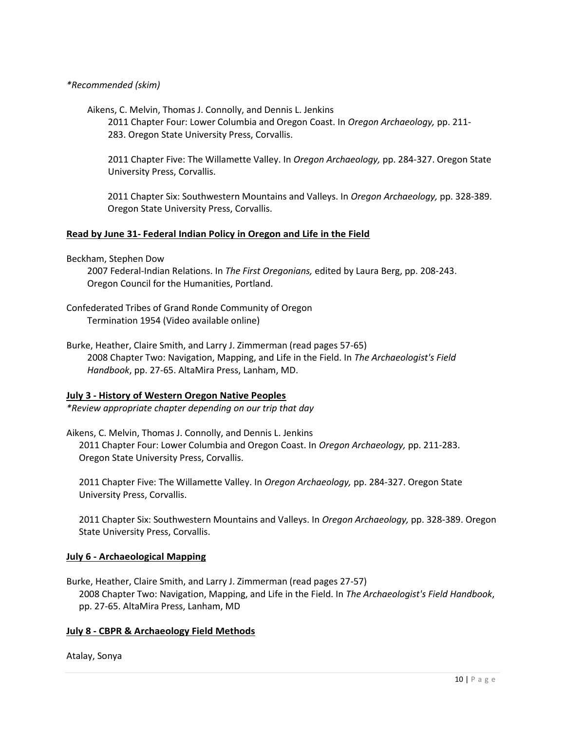*\*Recommended (skim)*

Aikens, C. Melvin, Thomas J. Connolly, and Dennis L. Jenkins
2011 Chapter Four: Lower Columbia and Oregon Coast. In *Oregon Archaeology,* pp. 211-283. Oregon State University Press, Corvallis.

2011 Chapter Five: The Willamette Valley. In *Oregon Archaeology,* pp. 284-327. Oregon State University Press, Corvallis.

2011 Chapter Six: Southwestern Mountains and Valleys. In *Oregon Archaeology,* pp. 328-389. Oregon State University Press, Corvallis.

**<u>Read by June 31- Federal Indian Policy in Oregon and Life in the Field</u>**

Beckham, Stephen Dow
2007 Federal-Indian Relations. In *The First Oregonians,* edited by Laura Berg, pp. 208-243. Oregon Council for the Humanities, Portland.

Confederated Tribes of Grand Ronde Community of Oregon
Termination 1954 (Video available online)

Burke, Heather, Claire Smith, and Larry J. Zimmerman (read pages 57-65)
2008 Chapter Two: Navigation, Mapping, and Life in the Field. In *The Archaeologist's Field Handbook*, pp. 27-65. AltaMira Press, Lanham, MD.

**<u>July 3 - History of Western Oregon Native Peoples</u>**

*\*Review appropriate chapter depending on our trip that day*

Aikens, C. Melvin, Thomas J. Connolly, and Dennis L. Jenkins
2011 Chapter Four: Lower Columbia and Oregon Coast. In *Oregon Archaeology,* pp. 211-283. Oregon State University Press, Corvallis.

2011 Chapter Five: The Willamette Valley. In *Oregon Archaeology,* pp. 284-327. Oregon State University Press, Corvallis.

2011 Chapter Six: Southwestern Mountains and Valleys. In *Oregon Archaeology,* pp. 328-389. Oregon State University Press, Corvallis.

**<u>July 6 - Archaeological Mapping</u>**

Burke, Heather, Claire Smith, and Larry J. Zimmerman (read pages 27-57)
2008 Chapter Two: Navigation, Mapping, and Life in the Field. In *The Archaeologist's Field Handbook*, pp. 27-65. AltaMira Press, Lanham, MD

**<u>July 8 - CBPR & Archaeology Field Methods</u>**

Atalay, Sonya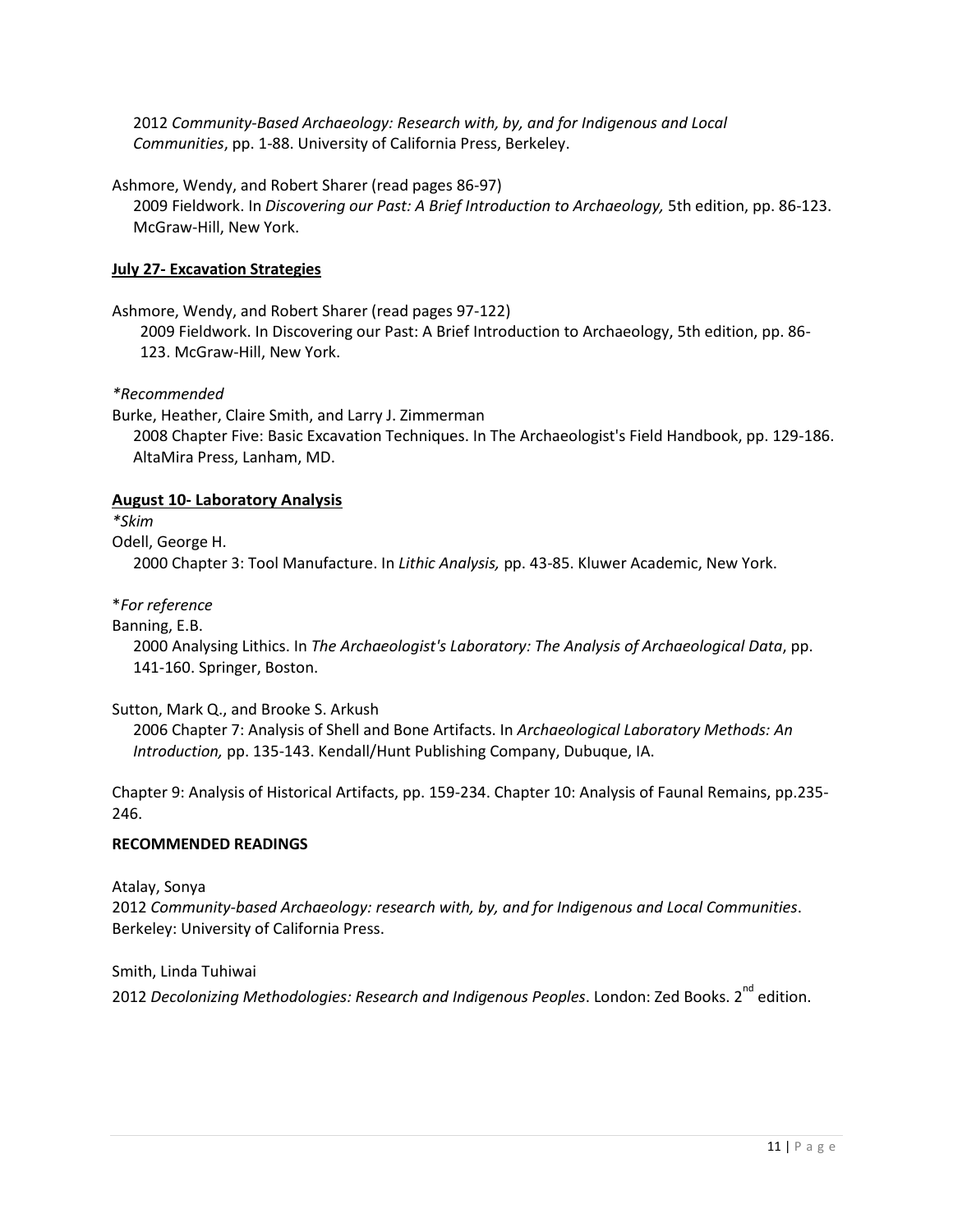2012 *Community-Based Archaeology: Research with, by, and for Indigenous and Local Communities*, pp. 1-88. University of California Press, Berkeley.

Ashmore, Wendy, and Robert Sharer (read pages 86-97)
2009 Fieldwork. In *Discovering our Past: A Brief Introduction to Archaeology,* 5th edition, pp. 86-123. McGraw-Hill, New York.

**July 27- Excavation Strategies**

Ashmore, Wendy, and Robert Sharer (read pages 97-122)
2009 Fieldwork. In Discovering our Past: A Brief Introduction to Archaeology, 5th edition, pp. 86-123. McGraw-Hill, New York.

*\*Recommended*

Burke, Heather, Claire Smith, and Larry J. Zimmerman
2008 Chapter Five: Basic Excavation Techniques. In The Archaeologist's Field Handbook, pp. 129-186. AltaMira Press, Lanham, MD.

**August 10- Laboratory Analysis**

*\*Skim*

Odell, George H.
2000 Chapter 3: Tool Manufacture. In *Lithic Analysis,* pp. 43-85. Kluwer Academic, New York.

\**For reference*

Banning, E.B.
2000 Analysing Lithics. In *The Archaeologist's Laboratory: The Analysis of Archaeological Data*, pp. 141-160. Springer, Boston.

Sutton, Mark Q., and Brooke S. Arkush
2006 Chapter 7: Analysis of Shell and Bone Artifacts. In *Archaeological Laboratory Methods: An Introduction,* pp. 135-143. Kendall/Hunt Publishing Company, Dubuque, IA.

Chapter 9: Analysis of Historical Artifacts, pp. 159-234. Chapter 10: Analysis of Faunal Remains, pp.235-246.

**RECOMMENDED READINGS**

Atalay, Sonya
2012 *Community-based Archaeology: research with, by, and for Indigenous and Local Communities*. Berkeley: University of California Press.

Smith, Linda Tuhiwai
2012 *Decolonizing Methodologies: Research and Indigenous Peoples*. London: Zed Books. 2nd edition.